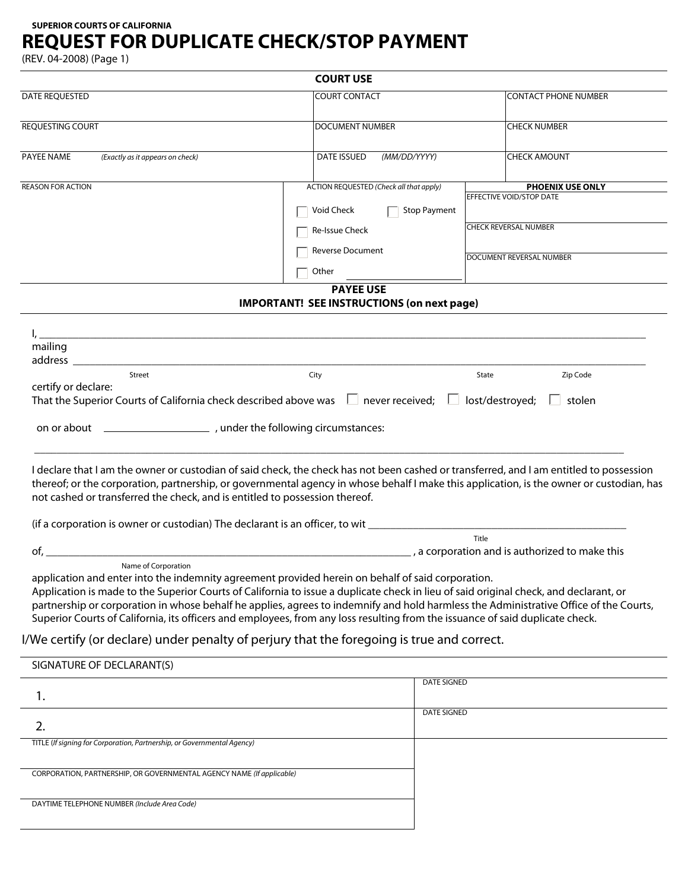**SUPERIOR COURTS OF CALIFORNIA**

# REQUEST FOR DUPLICATE CHECK/STOP PAYMENT

(REV. 04-2008) (Page 1)

## COURT USE

| DATE REQUESTED | COURT CONTACT | CONTACT PHONE NUMBER |
|---|---|---|
| REQUESTING COURT | DOCUMENT NUMBER | CHECK NUMBER |
| PAYEE NAME *(Exactly as it appears on check)* | DATE ISSUED *(MM/DD/YYYY)* | CHECK AMOUNT |

| REASON FOR ACTION | ACTION REQUESTED *(Check all that apply)* | PHOENIX USE ONLY |
|---|---|---|
| | ☐ Void Check ☐ Stop Payment | EFFECTIVE VOID/STOP DATE |
| | ☐ Re-Issue Check | CHECK REVERSAL NUMBER |
| | ☐ Reverse Document | DOCUMENT REVERSAL NUMBER |
| | ☐ Other ______________ | |

## PAYEE USE

**IMPORTANT! SEE INSTRUCTIONS (on next page)**

I, ______________________________________________________________________

mailing address ______________________________________________________________

Street City State Zip Code

certify or declare:

That the Superior Courts of California check described above was ☐ never received; ☐ lost/destroyed; ☐ stolen

on or about ________________ , under the following circumstances:

______________________________________________________________________

I declare that I am the owner or custodian of said check, the check has not been cashed or transferred, and I am entitled to possession thereof; or the corporation, partnership, or governmental agency in whose behalf I make this application, is the owner or custodian, has not cashed or transferred the check, and is entitled to possession thereof.

(if a corporation is owner or custodian) The declarant is an officer, to wit ________________________________

Title

of, ______________________________________________ , a corporation and is authorized to make this

Name of Corporation

application and enter into the indemnity agreement provided herein on behalf of said corporation.

Application is made to the Superior Courts of California to issue a duplicate check in lieu of said original check, and declarant, or partnership or corporation in whose behalf he applies, agrees to indemnify and hold harmless the Administrative Office of the Courts, Superior Courts of California, its officers and employees, from any loss resulting from the issuance of said duplicate check.

I/We certify (or declare) under penalty of perjury that the foregoing is true and correct.

| SIGNATURE OF DECLARANT(S) | |
|---|---|
| 1. | DATE SIGNED |
| 2. | DATE SIGNED |
| TITLE *(If signing for Corporation, Partnership, or Governmental Agency)* | |
| CORPORATION, PARTNERSHIP, OR GOVERNMENTAL AGENCY NAME *(If applicable)* | |
| DAYTIME TELEPHONE NUMBER *(Include Area Code)* | |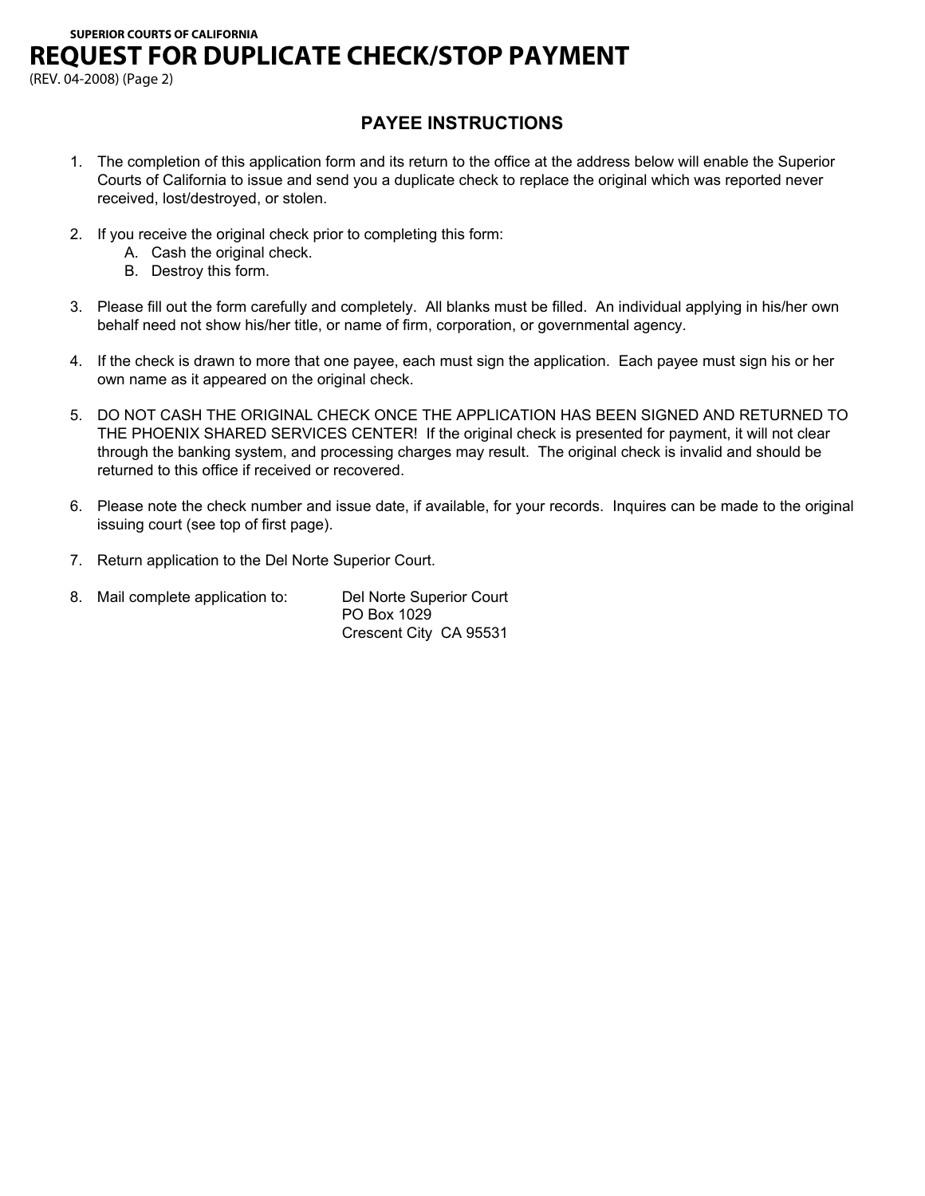SUPERIOR COURTS OF CALIFORNIA

# REQUEST FOR DUPLICATE CHECK/STOP PAYMENT

(REV. 04-2008) (Page 2)

## PAYEE INSTRUCTIONS

1. The completion of this application form and its return to the office at the address below will enable the Superior Courts of California to issue and send you a duplicate check to replace the original which was reported never received, lost/destroyed, or stolen.

2. If you receive the original check prior to completing this form:
   A. Cash the original check.
   B. Destroy this form.

3. Please fill out the form carefully and completely. All blanks must be filled. An individual applying in his/her own behalf need not show his/her title, or name of firm, corporation, or governmental agency.

4. If the check is drawn to more that one payee, each must sign the application. Each payee must sign his or her own name as it appeared on the original check.

5. DO NOT CASH THE ORIGINAL CHECK ONCE THE APPLICATION HAS BEEN SIGNED AND RETURNED TO THE PHOENIX SHARED SERVICES CENTER! If the original check is presented for payment, it will not clear through the banking system, and processing charges may result. The original check is invalid and should be returned to this office if received or recovered.

6. Please note the check number and issue date, if available, for your records. Inquires can be made to the original issuing court (see top of first page).

7. Return application to the Del Norte Superior Court.

8. Mail complete application to:

   Del Norte Superior Court
   PO Box 1029
   Crescent City CA 95531